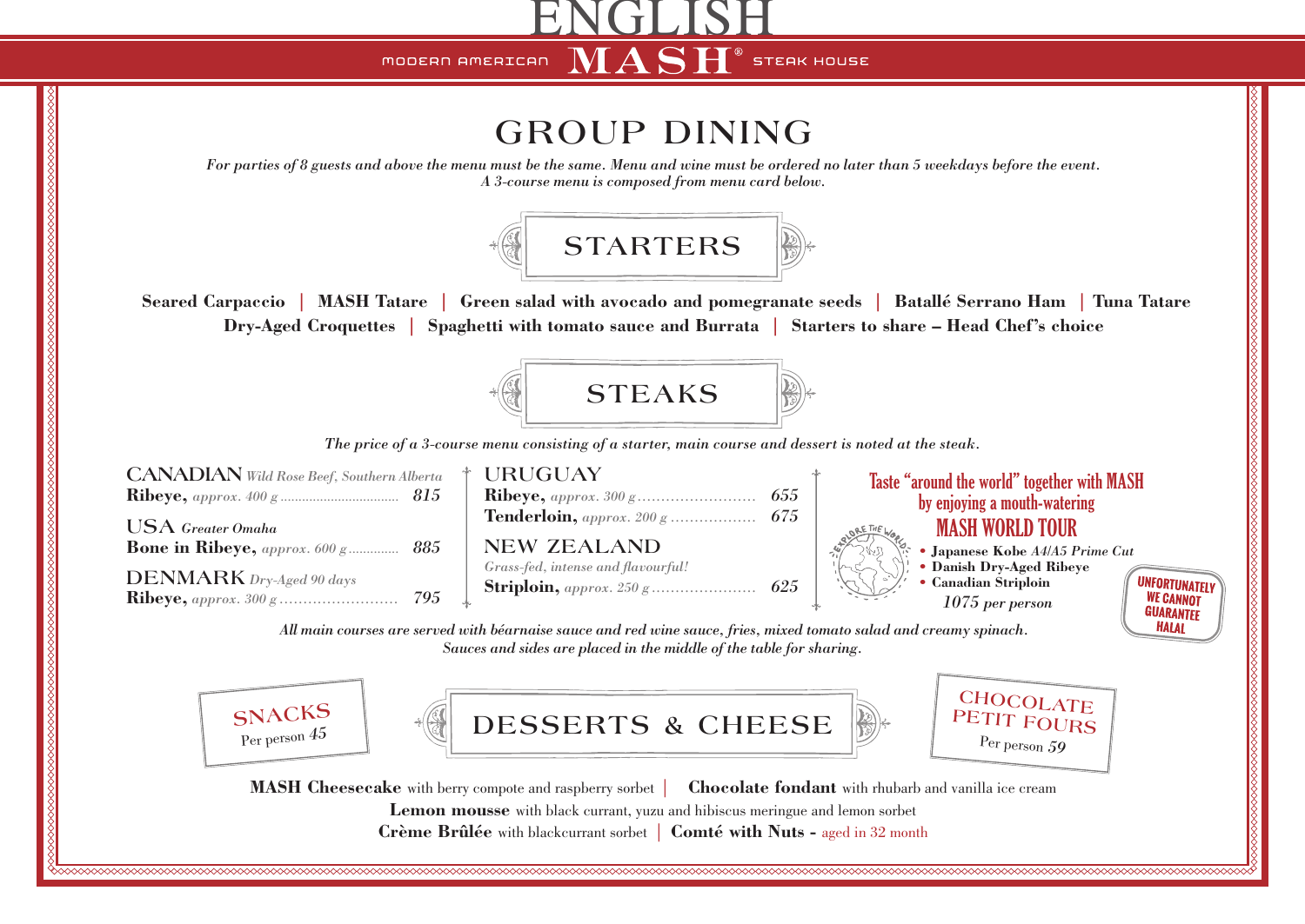ENGLISH
MODERN AMERICAN **MASH**® STEAK HOUSE

# GROUP DINING

*For parties of 8 guests and above the menu must be the same. Menu and wine must be ordered no later than 5 weekdays before the event.*
*A 3-course menu is composed from menu card below.*

## STARTERS

**Seared Carpaccio** | **MASH Tatare** | **Green salad with avocado and pomegranate seeds** | **Batallé Serrano Ham** | **Tuna Tatare**
**Dry-Aged Croquettes** | **Spaghetti with tomato sauce and Burrata** | **Starters to share – Head Chef's choice**

## STEAKS

*The price of a 3-course menu consisting of a starter, main course and dessert is noted at the steak.*

**CANADIAN** *Wild Rose Beef, Southern Alberta*
**Ribeye,** *approx. 400 g* ........ 815

**USA** *Greater Omaha*
**Bone in Ribeye,** *approx. 600 g* ........ 885

**DENMARK** *Dry-Aged 90 days*
**Ribeye,** *approx. 300 g* ........ 795

**URUGUAY**
**Ribeye,** *approx. 300 g* ........ 655
**Tenderloin,** *approx. 200 g* ........ 675

**NEW ZEALAND**
*Grass-fed, intense and flavourful!*
**Striploin,** *approx. 250 g* ........ 625

Taste "around the world" together with MASH
by enjoying a mouth-watering
**MASH WORLD TOUR**

EXPLORE THE WORLD

- **Japanese Kobe** *A4/A5 Prime Cut*
- **Danish Dry-Aged Ribeye**
- **Canadian Striploin**

*1075 per person*

UNFORTUNATELY WE CANNOT GUARANTEE HALAL

*All main courses are served with béarnaise sauce and red wine sauce, fries, mixed tomato salad and creamy spinach.*
*Sauces and sides are placed in the middle of the table for sharing.*

**SNACKS**
Per person *45*

## DESSERTS & CHEESE

**CHOCOLATE PETIT FOURS**
Per person *59*

**MASH Cheesecake** with berry compote and raspberry sorbet | **Chocolate fondant** with rhubarb and vanilla ice cream
**Lemon mousse** with black currant, yuzu and hibiscus meringue and lemon sorbet
**Crème Brûlée** with blackcurrant sorbet | **Comté with Nuts -** aged in 32 month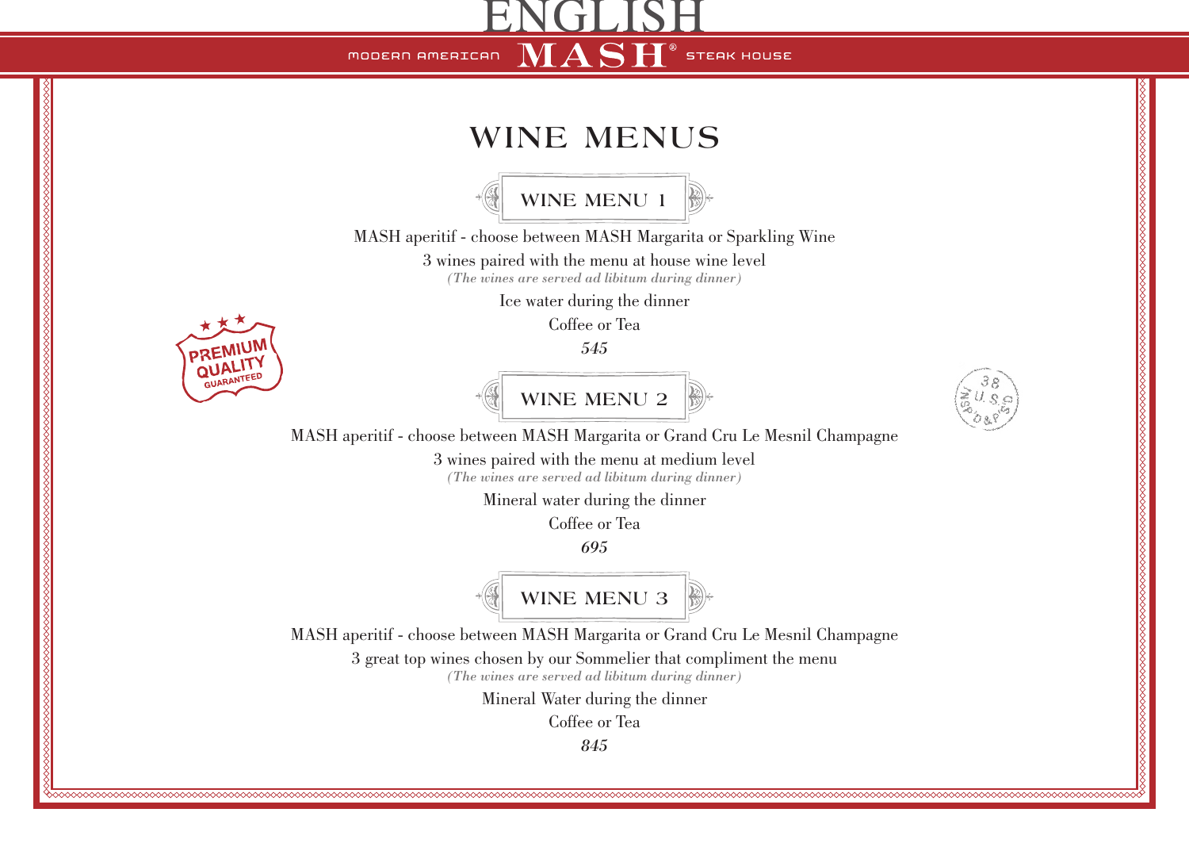# WINE MENUS

## WINE MENU 1

MASH aperitif - choose between MASH Margarita or Sparkling Wine

3 wines paired with the menu at house wine level

*(The wines are served ad libitum during dinner)*

Ice water during the dinner

Coffee or Tea

***545***

## WINE MENU 2

MASH aperitif - choose between MASH Margarita or Grand Cru Le Mesnil Champagne

3 wines paired with the menu at medium level

*(The wines are served ad libitum during dinner)*

Mineral water during the dinner

Coffee or Tea

***695***

## WINE MENU 3

MASH aperitif - choose between MASH Margarita or Grand Cru Le Mesnil Champagne

3 great top wines chosen by our Sommelier that compliment the menu

*(The wines are served ad libitum during dinner)*

Mineral Water during the dinner

Coffee or Tea

***845***